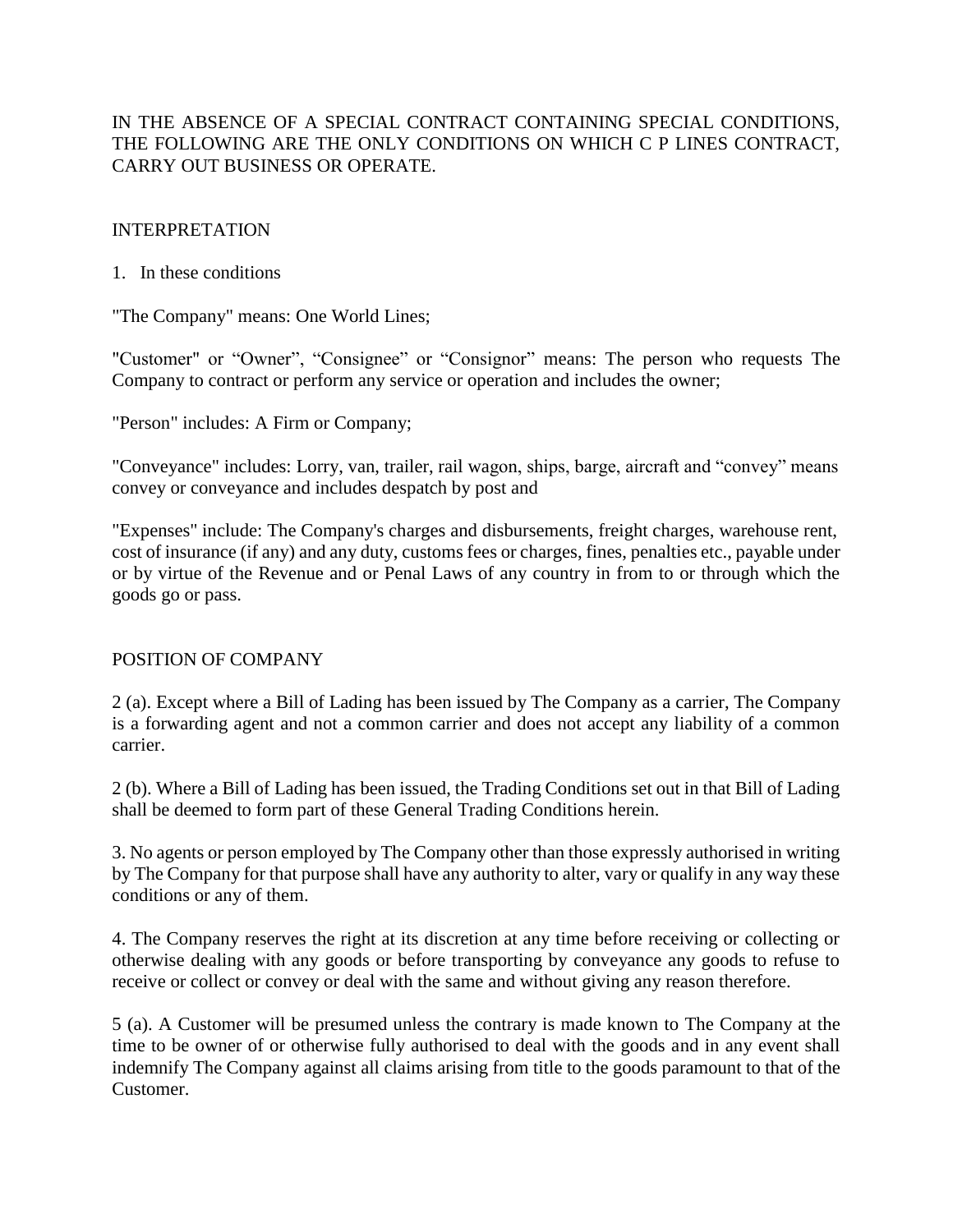IN THE ABSENCE OF A SPECIAL CONTRACT CONTAINING SPECIAL CONDITIONS, THE FOLLOWING ARE THE ONLY CONDITIONS ON WHICH C P LINES CONTRACT, CARRY OUT BUSINESS OR OPERATE.

## INTERPRETATION

1. In these conditions

"The Company" means: One World Lines;

"Customer" or “Owner”, “Consignee” or “Consignor” means: The person who requests The Company to contract or perform any service or operation and includes the owner;

"Person" includes: A Firm or Company;

"Conveyance" includes: Lorry, van, trailer, rail wagon, ships, barge, aircraft and “convey” means convey or conveyance and includes despatch by post and

"Expenses" include: The Company's charges and disbursements, freight charges, warehouse rent, cost of insurance (if any) and any duty, customs fees or charges, fines, penalties etc., payable under or by virtue of the Revenue and or Penal Laws of any country in from to or through which the goods go or pass.

## POSITION OF COMPANY

2 (a). Except where a Bill of Lading has been issued by The Company as a carrier, The Company is a forwarding agent and not a common carrier and does not accept any liability of a common carrier.

2 (b). Where a Bill of Lading has been issued, the Trading Conditions set out in that Bill of Lading shall be deemed to form part of these General Trading Conditions herein.

3. No agents or person employed by The Company other than those expressly authorised in writing by The Company for that purpose shall have any authority to alter, vary or qualify in any way these conditions or any of them.

4. The Company reserves the right at its discretion at any time before receiving or collecting or otherwise dealing with any goods or before transporting by conveyance any goods to refuse to receive or collect or convey or deal with the same and without giving any reason therefore.

5 (a). A Customer will be presumed unless the contrary is made known to The Company at the time to be owner of or otherwise fully authorised to deal with the goods and in any event shall indemnify The Company against all claims arising from title to the goods paramount to that of the Customer.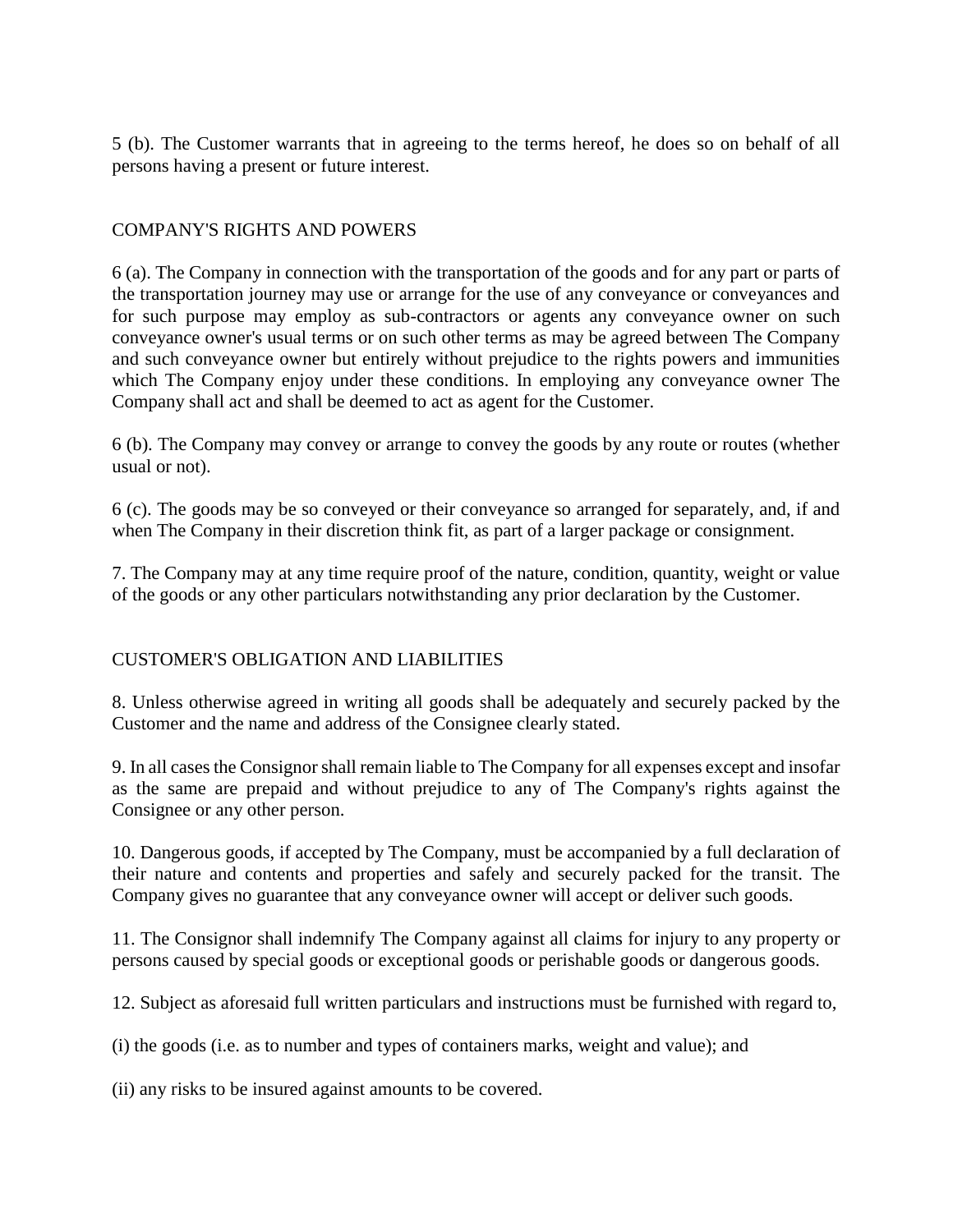5 (b). The Customer warrants that in agreeing to the terms hereof, he does so on behalf of all persons having a present or future interest.

## COMPANY'S RIGHTS AND POWERS

6 (a). The Company in connection with the transportation of the goods and for any part or parts of the transportation journey may use or arrange for the use of any conveyance or conveyances and for such purpose may employ as sub-contractors or agents any conveyance owner on such conveyance owner's usual terms or on such other terms as may be agreed between The Company and such conveyance owner but entirely without prejudice to the rights powers and immunities which The Company enjoy under these conditions. In employing any conveyance owner The Company shall act and shall be deemed to act as agent for the Customer.

6 (b). The Company may convey or arrange to convey the goods by any route or routes (whether usual or not).

6 (c). The goods may be so conveyed or their conveyance so arranged for separately, and, if and when The Company in their discretion think fit, as part of a larger package or consignment.

7. The Company may at any time require proof of the nature, condition, quantity, weight or value of the goods or any other particulars notwithstanding any prior declaration by the Customer.

## CUSTOMER'S OBLIGATION AND LIABILITIES

8. Unless otherwise agreed in writing all goods shall be adequately and securely packed by the Customer and the name and address of the Consignee clearly stated.

9. In all cases the Consignor shall remain liable to The Company for all expenses except and insofar as the same are prepaid and without prejudice to any of The Company's rights against the Consignee or any other person.

10. Dangerous goods, if accepted by The Company, must be accompanied by a full declaration of their nature and contents and properties and safely and securely packed for the transit. The Company gives no guarantee that any conveyance owner will accept or deliver such goods.

11. The Consignor shall indemnify The Company against all claims for injury to any property or persons caused by special goods or exceptional goods or perishable goods or dangerous goods.

12. Subject as aforesaid full written particulars and instructions must be furnished with regard to,

(i) the goods (i.e. as to number and types of containers marks, weight and value); and

(ii) any risks to be insured against amounts to be covered.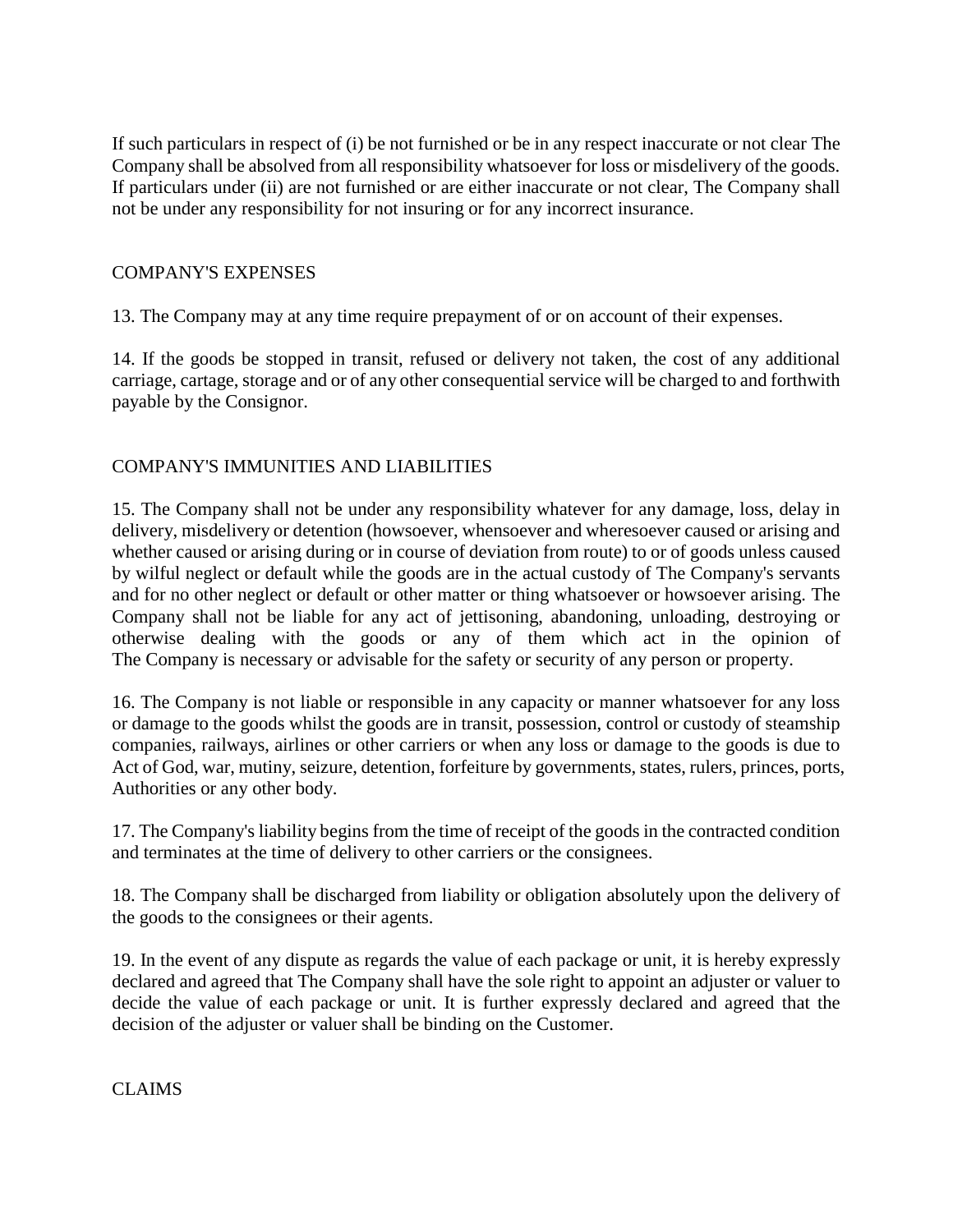If such particulars in respect of (i) be not furnished or be in any respect inaccurate or not clear The Company shall be absolved from all responsibility whatsoever for loss or misdelivery of the goods. If particulars under (ii) are not furnished or are either inaccurate or not clear, The Company shall not be under any responsibility for not insuring or for any incorrect insurance.

## COMPANY'S EXPENSES

13. The Company may at any time require prepayment of or on account of their expenses.

14. If the goods be stopped in transit, refused or delivery not taken, the cost of any additional carriage, cartage, storage and or of any other consequential service will be charged to and forthwith payable by the Consignor.

## COMPANY'S IMMUNITIES AND LIABILITIES

15. The Company shall not be under any responsibility whatever for any damage, loss, delay in delivery, misdelivery or detention (howsoever, whensoever and wheresoever caused or arising and whether caused or arising during or in course of deviation from route) to or of goods unless caused by wilful neglect or default while the goods are in the actual custody of The Company's servants and for no other neglect or default or other matter or thing whatsoever or howsoever arising. The Company shall not be liable for any act of jettisoning, abandoning, unloading, destroying or otherwise dealing with the goods or any of them which act in the opinion of The Company is necessary or advisable for the safety or security of any person or property.

16. The Company is not liable or responsible in any capacity or manner whatsoever for any loss or damage to the goods whilst the goods are in transit, possession, control or custody of steamship companies, railways, airlines or other carriers or when any loss or damage to the goods is due to Act of God, war, mutiny, seizure, detention, forfeiture by governments, states, rulers, princes, ports, Authorities or any other body.

17. The Company's liability begins from the time of receipt of the goods in the contracted condition and terminates at the time of delivery to other carriers or the consignees.

18. The Company shall be discharged from liability or obligation absolutely upon the delivery of the goods to the consignees or their agents.

19. In the event of any dispute as regards the value of each package or unit, it is hereby expressly declared and agreed that The Company shall have the sole right to appoint an adjuster or valuer to decide the value of each package or unit. It is further expressly declared and agreed that the decision of the adjuster or valuer shall be binding on the Customer.

## CLAIMS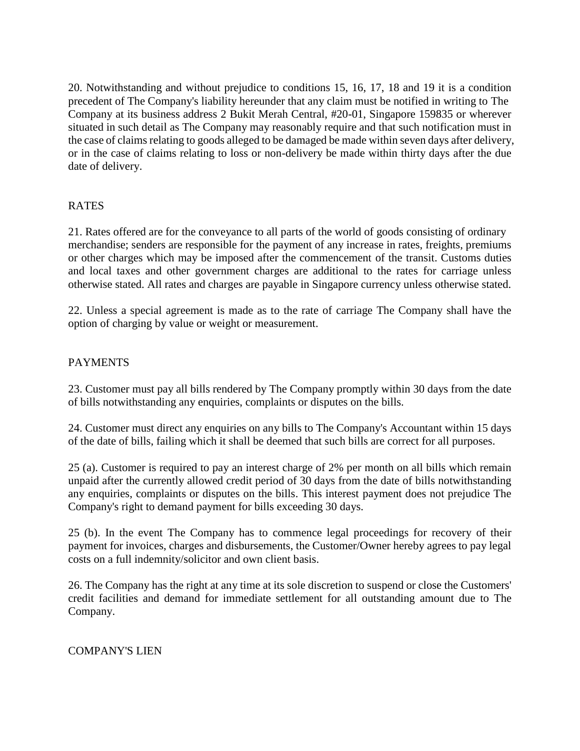20. Notwithstanding and without prejudice to conditions 15, 16, 17, 18 and 19 it is a condition precedent of The Company's liability hereunder that any claim must be notified in writing to The Company at its business address 2 Bukit Merah Central, #20-01, Singapore 159835 or wherever situated in such detail as The Company may reasonably require and that such notification must in the case of claims relating to goods alleged to be damaged be made within seven days after delivery, or in the case of claims relating to loss or non-delivery be made within thirty days after the due date of delivery.

## RATES

21. Rates offered are for the conveyance to all parts of the world of goods consisting of ordinary merchandise; senders are responsible for the payment of any increase in rates, freights, premiums or other charges which may be imposed after the commencement of the transit. Customs duties and local taxes and other government charges are additional to the rates for carriage unless otherwise stated. All rates and charges are payable in Singapore currency unless otherwise stated.

22. Unless a special agreement is made as to the rate of carriage The Company shall have the option of charging by value or weight or measurement.

## PAYMENTS

23. Customer must pay all bills rendered by The Company promptly within 30 days from the date of bills notwithstanding any enquiries, complaints or disputes on the bills.

24. Customer must direct any enquiries on any bills to The Company's Accountant within 15 days of the date of bills, failing which it shall be deemed that such bills are correct for all purposes.

25 (a). Customer is required to pay an interest charge of 2% per month on all bills which remain unpaid after the currently allowed credit period of 30 days from the date of bills notwithstanding any enquiries, complaints or disputes on the bills. This interest payment does not prejudice The Company's right to demand payment for bills exceeding 30 days.

25 (b). In the event The Company has to commence legal proceedings for recovery of their payment for invoices, charges and disbursements, the Customer/Owner hereby agrees to pay legal costs on a full indemnity/solicitor and own client basis.

26. The Company has the right at any time at its sole discretion to suspend or close the Customers' credit facilities and demand for immediate settlement for all outstanding amount due to The Company.

## COMPANY'S LIEN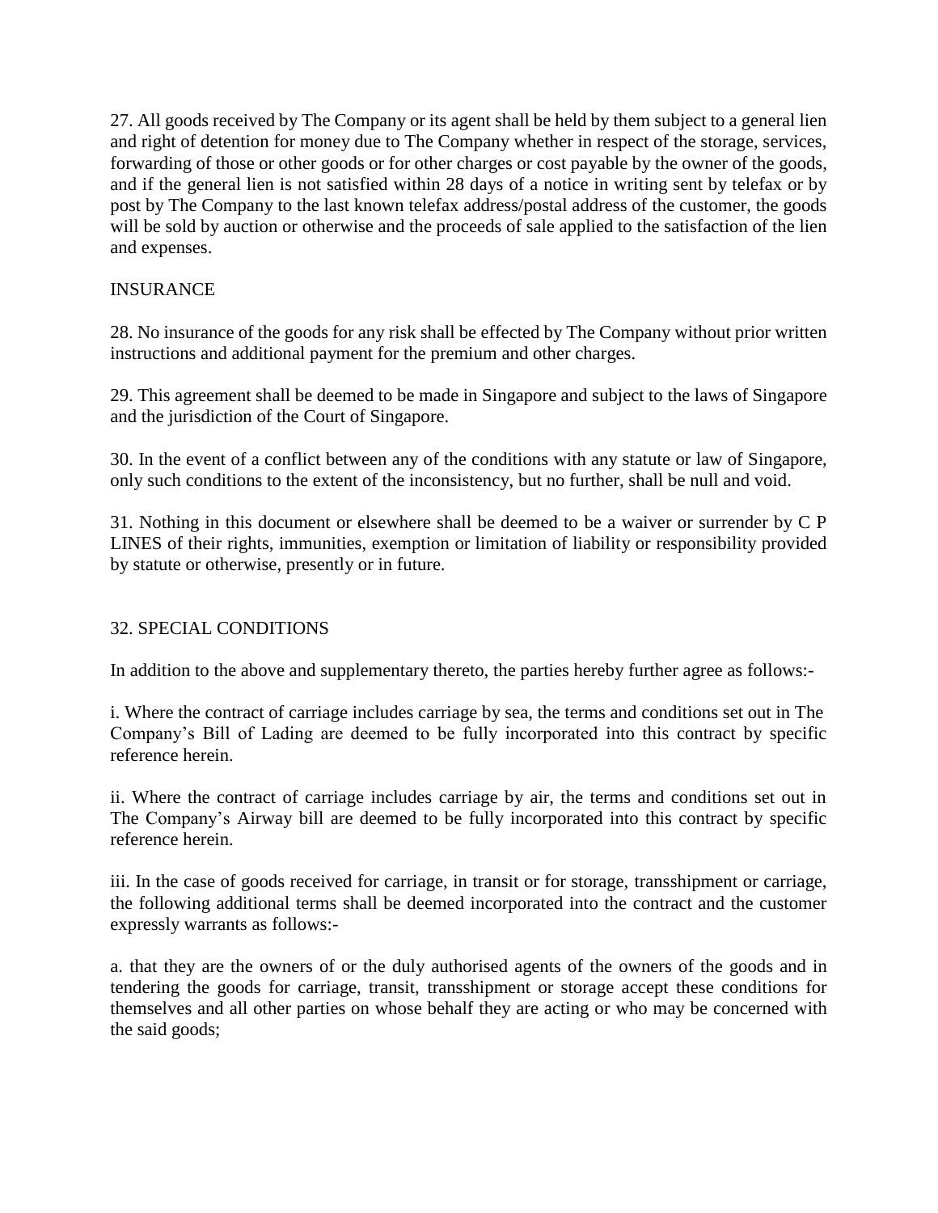27. All goods received by The Company or its agent shall be held by them subject to a general lien and right of detention for money due to The Company whether in respect of the storage, services, forwarding of those or other goods or for other charges or cost payable by the owner of the goods, and if the general lien is not satisfied within 28 days of a notice in writing sent by telefax or by post by The Company to the last known telefax address/postal address of the customer, the goods will be sold by auction or otherwise and the proceeds of sale applied to the satisfaction of the lien and expenses.

## INSURANCE

28. No insurance of the goods for any risk shall be effected by The Company without prior written instructions and additional payment for the premium and other charges.

29. This agreement shall be deemed to be made in Singapore and subject to the laws of Singapore and the jurisdiction of the Court of Singapore.

30. In the event of a conflict between any of the conditions with any statute or law of Singapore, only such conditions to the extent of the inconsistency, but no further, shall be null and void.

31. Nothing in this document or elsewhere shall be deemed to be a waiver or surrender by C P LINES of their rights, immunities, exemption or limitation of liability or responsibility provided by statute or otherwise, presently or in future.

## 32. SPECIAL CONDITIONS

In addition to the above and supplementary thereto, the parties hereby further agree as follows:-

i. Where the contract of carriage includes carriage by sea, the terms and conditions set out in The Company's Bill of Lading are deemed to be fully incorporated into this contract by specific reference herein.

ii. Where the contract of carriage includes carriage by air, the terms and conditions set out in The Company's Airway bill are deemed to be fully incorporated into this contract by specific reference herein.

iii. In the case of goods received for carriage, in transit or for storage, transshipment or carriage, the following additional terms shall be deemed incorporated into the contract and the customer expressly warrants as follows:-

a. that they are the owners of or the duly authorised agents of the owners of the goods and in tendering the goods for carriage, transit, transshipment or storage accept these conditions for themselves and all other parties on whose behalf they are acting or who may be concerned with the said goods;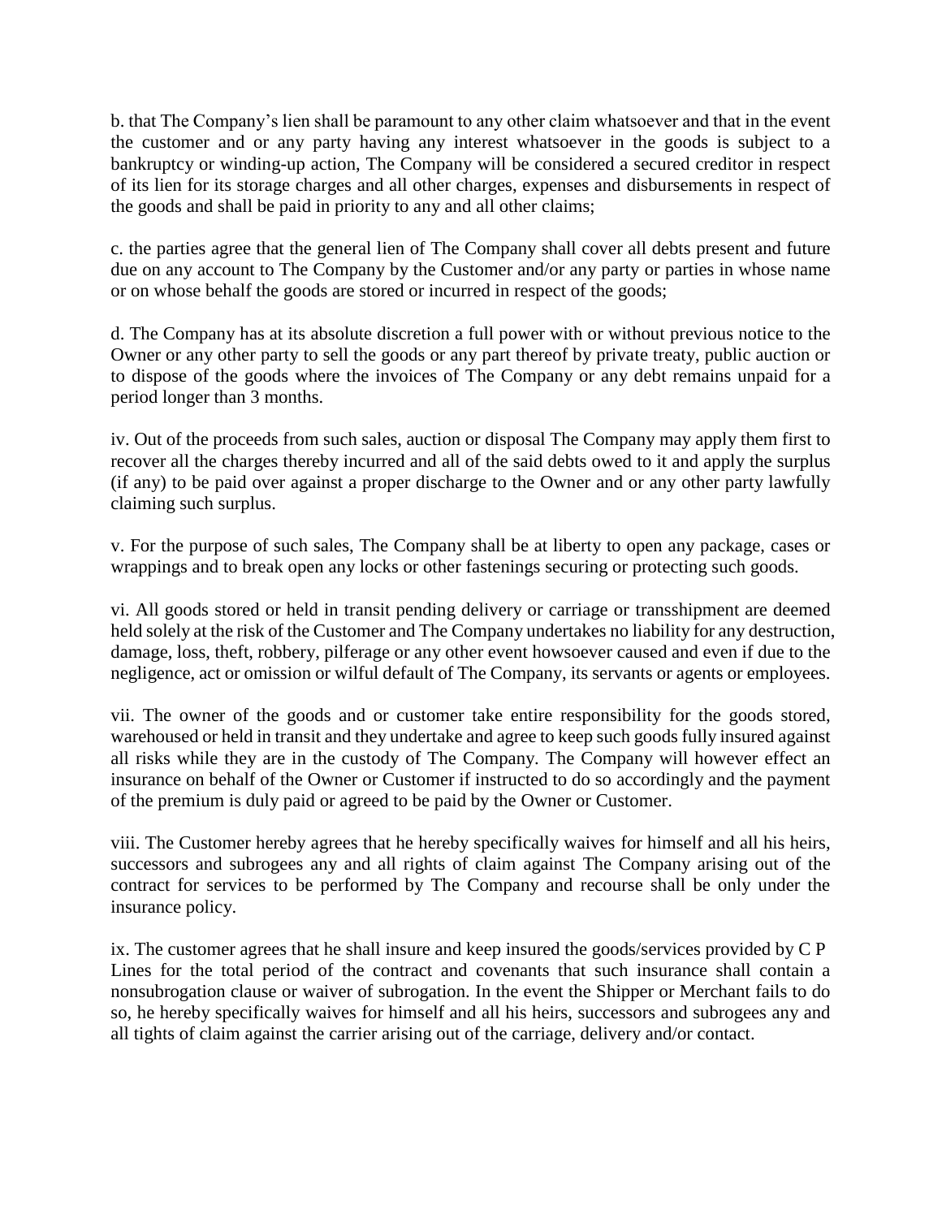b. that The Company's lien shall be paramount to any other claim whatsoever and that in the event the customer and or any party having any interest whatsoever in the goods is subject to a bankruptcy or winding-up action, The Company will be considered a secured creditor in respect of its lien for its storage charges and all other charges, expenses and disbursements in respect of the goods and shall be paid in priority to any and all other claims;

c. the parties agree that the general lien of The Company shall cover all debts present and future due on any account to The Company by the Customer and/or any party or parties in whose name or on whose behalf the goods are stored or incurred in respect of the goods;

d. The Company has at its absolute discretion a full power with or without previous notice to the Owner or any other party to sell the goods or any part thereof by private treaty, public auction or to dispose of the goods where the invoices of The Company or any debt remains unpaid for a period longer than 3 months.

iv. Out of the proceeds from such sales, auction or disposal The Company may apply them first to recover all the charges thereby incurred and all of the said debts owed to it and apply the surplus (if any) to be paid over against a proper discharge to the Owner and or any other party lawfully claiming such surplus.

v. For the purpose of such sales, The Company shall be at liberty to open any package, cases or wrappings and to break open any locks or other fastenings securing or protecting such goods.

vi. All goods stored or held in transit pending delivery or carriage or transshipment are deemed held solely at the risk of the Customer and The Company undertakes no liability for any destruction, damage, loss, theft, robbery, pilferage or any other event howsoever caused and even if due to the negligence, act or omission or wilful default of The Company, its servants or agents or employees.

vii. The owner of the goods and or customer take entire responsibility for the goods stored, warehoused or held in transit and they undertake and agree to keep such goods fully insured against all risks while they are in the custody of The Company. The Company will however effect an insurance on behalf of the Owner or Customer if instructed to do so accordingly and the payment of the premium is duly paid or agreed to be paid by the Owner or Customer.

viii. The Customer hereby agrees that he hereby specifically waives for himself and all his heirs, successors and subrogees any and all rights of claim against The Company arising out of the contract for services to be performed by The Company and recourse shall be only under the insurance policy.

ix. The customer agrees that he shall insure and keep insured the goods/services provided by C P Lines for the total period of the contract and covenants that such insurance shall contain a nonsubrogation clause or waiver of subrogation. In the event the Shipper or Merchant fails to do so, he hereby specifically waives for himself and all his heirs, successors and subrogees any and all tights of claim against the carrier arising out of the carriage, delivery and/or contact.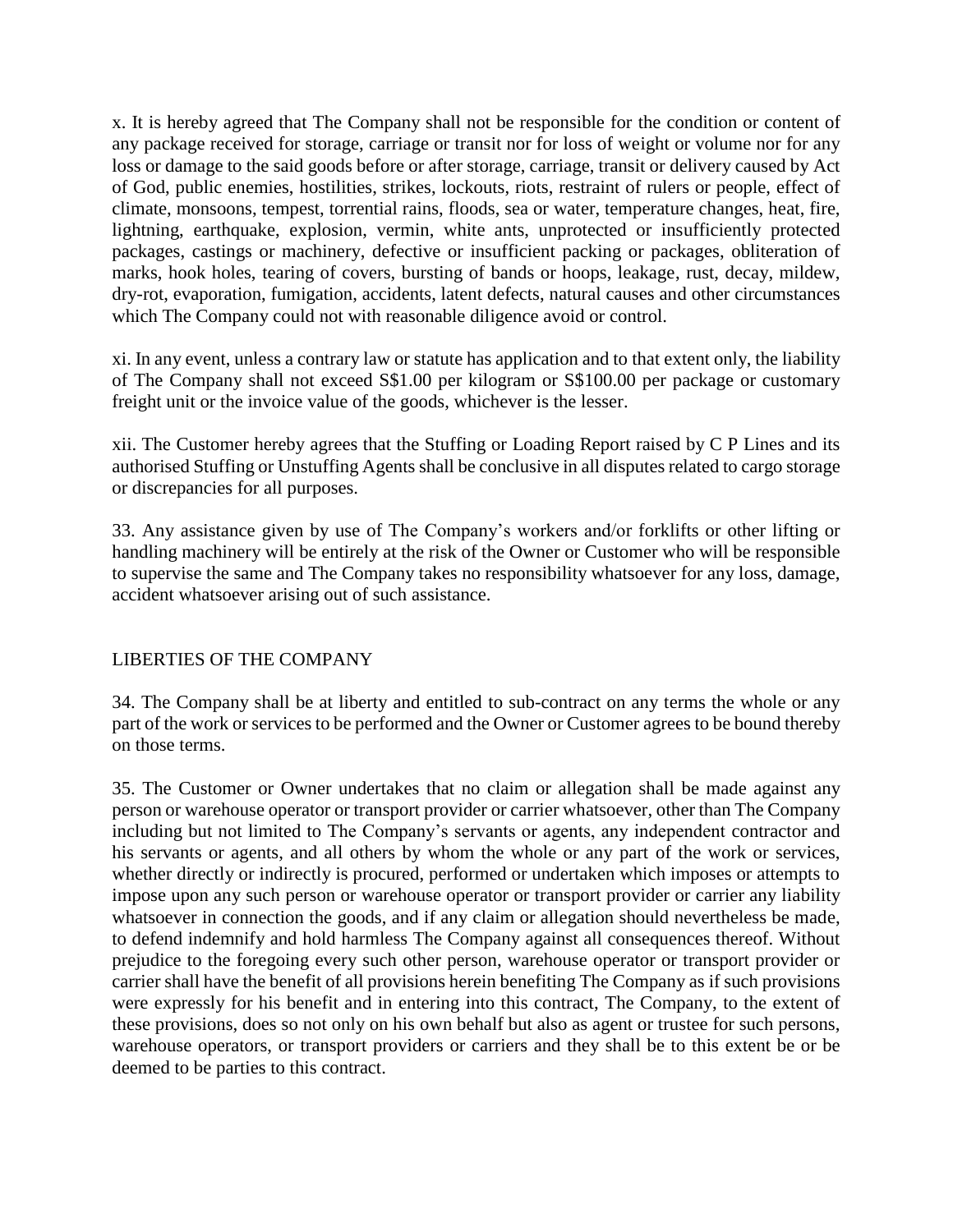x. It is hereby agreed that The Company shall not be responsible for the condition or content of any package received for storage, carriage or transit nor for loss of weight or volume nor for any loss or damage to the said goods before or after storage, carriage, transit or delivery caused by Act of God, public enemies, hostilities, strikes, lockouts, riots, restraint of rulers or people, effect of climate, monsoons, tempest, torrential rains, floods, sea or water, temperature changes, heat, fire, lightning, earthquake, explosion, vermin, white ants, unprotected or insufficiently protected packages, castings or machinery, defective or insufficient packing or packages, obliteration of marks, hook holes, tearing of covers, bursting of bands or hoops, leakage, rust, decay, mildew, dry-rot, evaporation, fumigation, accidents, latent defects, natural causes and other circumstances which The Company could not with reasonable diligence avoid or control.

xi. In any event, unless a contrary law or statute has application and to that extent only, the liability of The Company shall not exceed S$1.00 per kilogram or S$100.00 per package or customary freight unit or the invoice value of the goods, whichever is the lesser.

xii. The Customer hereby agrees that the Stuffing or Loading Report raised by C P Lines and its authorised Stuffing or Unstuffing Agents shall be conclusive in all disputes related to cargo storage or discrepancies for all purposes.

33. Any assistance given by use of The Company's workers and/or forklifts or other lifting or handling machinery will be entirely at the risk of the Owner or Customer who will be responsible to supervise the same and The Company takes no responsibility whatsoever for any loss, damage, accident whatsoever arising out of such assistance.

## LIBERTIES OF THE COMPANY

34. The Company shall be at liberty and entitled to sub-contract on any terms the whole or any part of the work or services to be performed and the Owner or Customer agrees to be bound thereby on those terms.

35. The Customer or Owner undertakes that no claim or allegation shall be made against any person or warehouse operator or transport provider or carrier whatsoever, other than The Company including but not limited to The Company's servants or agents, any independent contractor and his servants or agents, and all others by whom the whole or any part of the work or services, whether directly or indirectly is procured, performed or undertaken which imposes or attempts to impose upon any such person or warehouse operator or transport provider or carrier any liability whatsoever in connection the goods, and if any claim or allegation should nevertheless be made, to defend indemnify and hold harmless The Company against all consequences thereof. Without prejudice to the foregoing every such other person, warehouse operator or transport provider or carrier shall have the benefit of all provisions herein benefiting The Company as if such provisions were expressly for his benefit and in entering into this contract, The Company, to the extent of these provisions, does so not only on his own behalf but also as agent or trustee for such persons, warehouse operators, or transport providers or carriers and they shall be to this extent be or be deemed to be parties to this contract.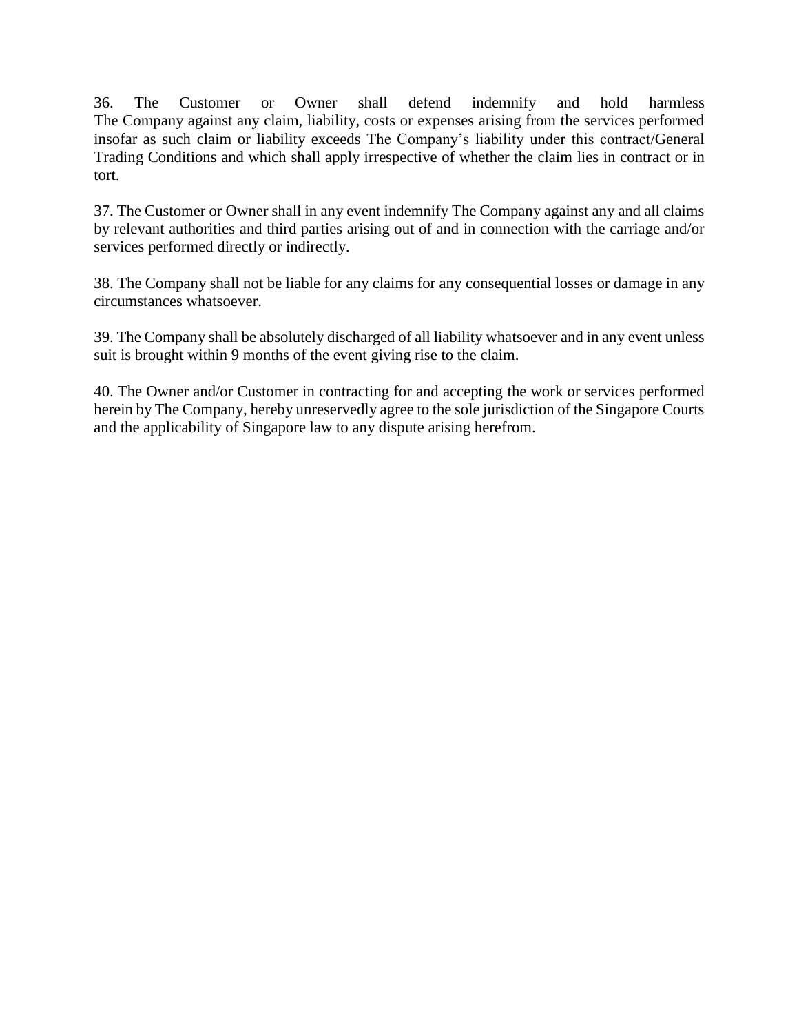36. The Customer or Owner shall defend indemnify and hold harmless The Company against any claim, liability, costs or expenses arising from the services performed insofar as such claim or liability exceeds The Company's liability under this contract/General Trading Conditions and which shall apply irrespective of whether the claim lies in contract or in tort.

37. The Customer or Owner shall in any event indemnify The Company against any and all claims by relevant authorities and third parties arising out of and in connection with the carriage and/or services performed directly or indirectly.

38. The Company shall not be liable for any claims for any consequential losses or damage in any circumstances whatsoever.

39. The Company shall be absolutely discharged of all liability whatsoever and in any event unless suit is brought within 9 months of the event giving rise to the claim.

40. The Owner and/or Customer in contracting for and accepting the work or services performed herein by The Company, hereby unreservedly agree to the sole jurisdiction of the Singapore Courts and the applicability of Singapore law to any dispute arising herefrom.